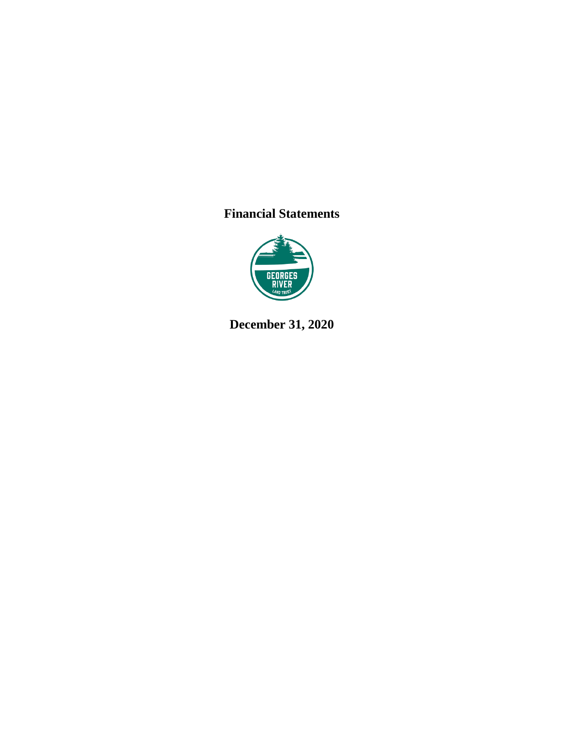# Financial Statements

GEORGES RIVER LAND TRUST

**December 31, 2020**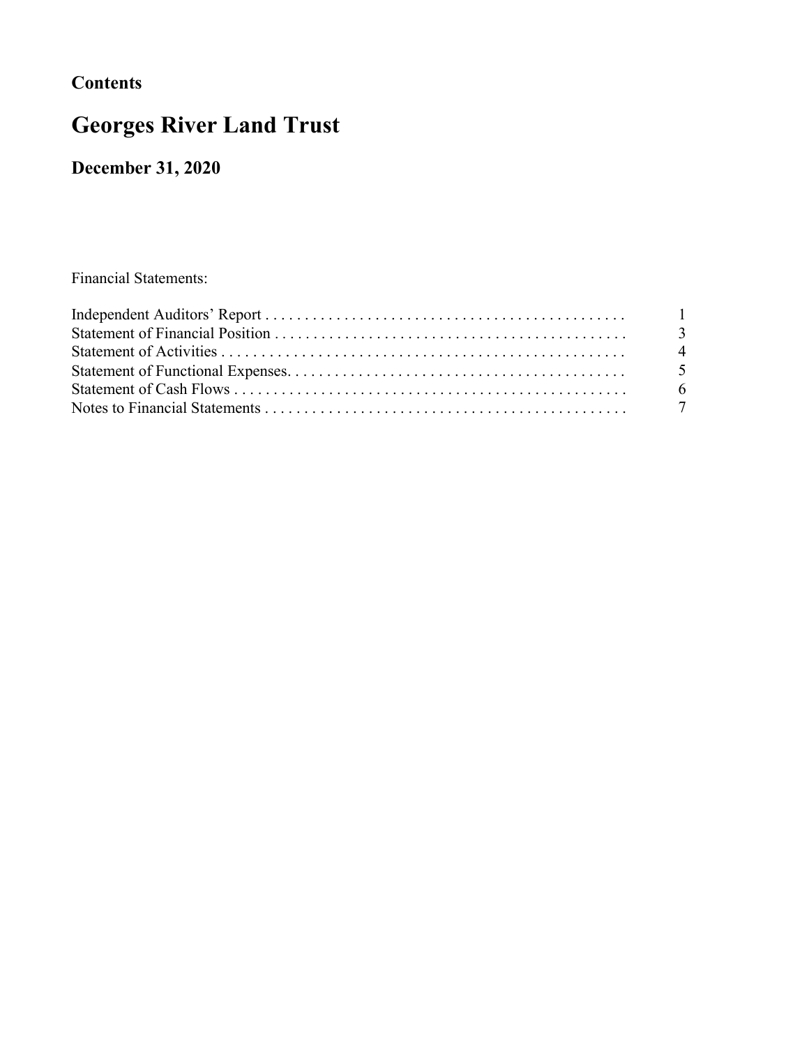**Contents**

# Georges River Land Trust

## December 31, 2020

Financial Statements:

| | |
|---|---|
| Independent Auditors' Report | 1 |
| Statement of Financial Position | 3 |
| Statement of Activities | 4 |
| Statement of Functional Expenses | 5 |
| Statement of Cash Flows | 6 |
| Notes to Financial Statements | 7 |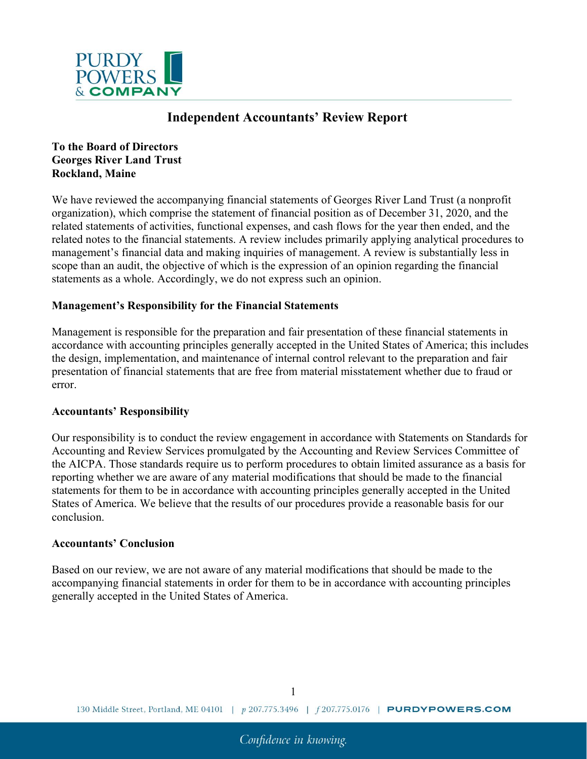# Independent Accountants' Review Report

**To the Board of Directors**
**Georges River Land Trust**
**Rockland, Maine**

We have reviewed the accompanying financial statements of Georges River Land Trust (a nonprofit organization), which comprise the statement of financial position as of December 31, 2020, and the related statements of activities, functional expenses, and cash flows for the year then ended, and the related notes to the financial statements. A review includes primarily applying analytical procedures to management's financial data and making inquiries of management. A review is substantially less in scope than an audit, the objective of which is the expression of an opinion regarding the financial statements as a whole. Accordingly, we do not express such an opinion.

### Management's Responsibility for the Financial Statements

Management is responsible for the preparation and fair presentation of these financial statements in accordance with accounting principles generally accepted in the United States of America; this includes the design, implementation, and maintenance of internal control relevant to the preparation and fair presentation of financial statements that are free from material misstatement whether due to fraud or error.

### Accountants' Responsibility

Our responsibility is to conduct the review engagement in accordance with Statements on Standards for Accounting and Review Services promulgated by the Accounting and Review Services Committee of the AICPA. Those standards require us to perform procedures to obtain limited assurance as a basis for reporting whether we are aware of any material modifications that should be made to the financial statements for them to be in accordance with accounting principles generally accepted in the United States of America. We believe that the results of our procedures provide a reasonable basis for our conclusion.

### Accountants' Conclusion

Based on our review, we are not aware of any material modifications that should be made to the accompanying financial statements in order for them to be in accordance with accounting principles generally accepted in the United States of America.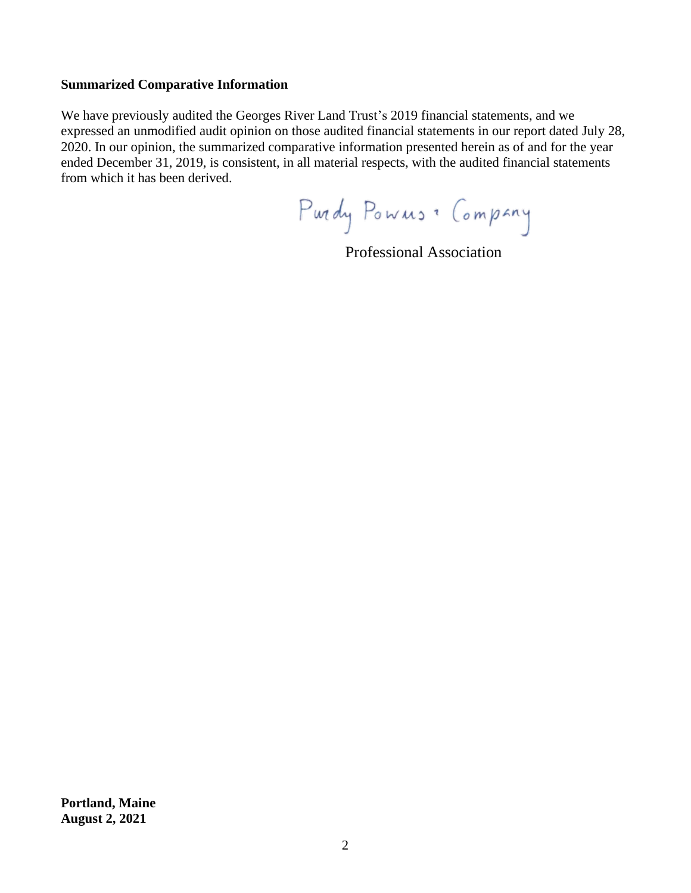**Summarized Comparative Information**

We have previously audited the Georges River Land Trust's 2019 financial statements, and we expressed an unmodified audit opinion on those audited financial statements in our report dated July 28, 2020. In our opinion, the summarized comparative information presented herein as of and for the year ended December 31, 2019, is consistent, in all material respects, with the audited financial statements from which it has been derived.

Purdy Powers & Company

Professional Association

**Portland, Maine**
**August 2, 2021**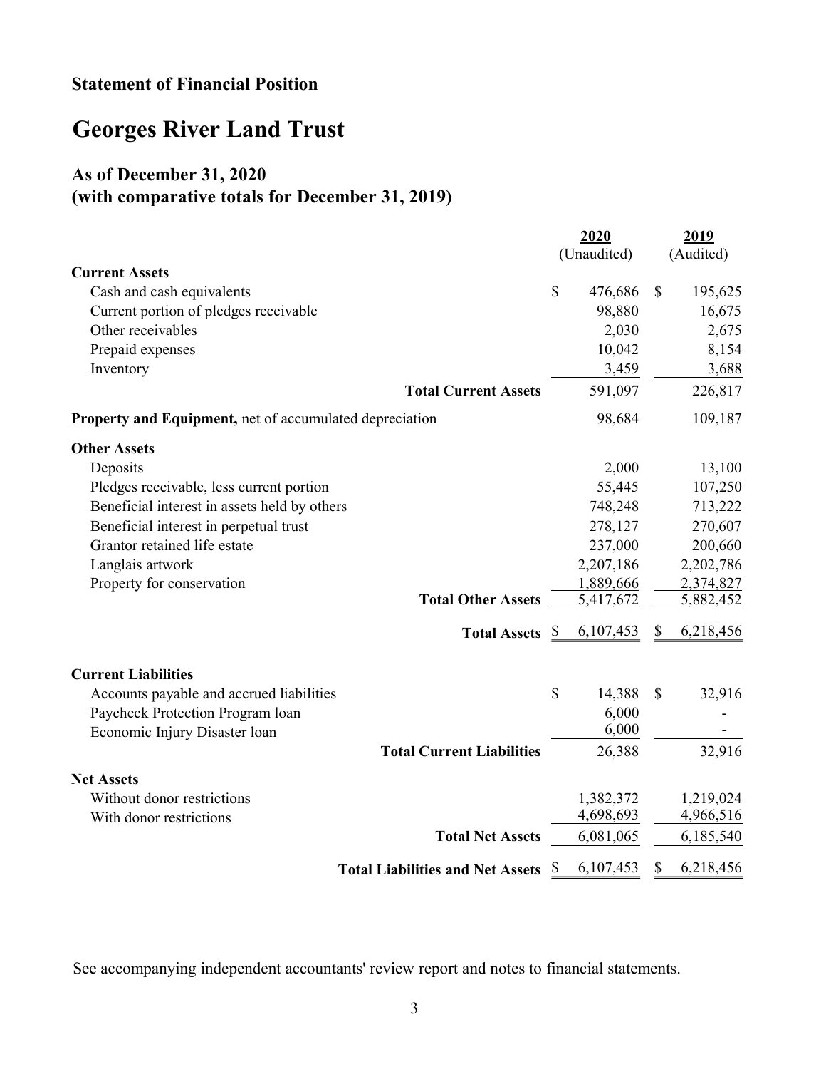## Statement of Financial Position

# Georges River Land Trust

### As of December 31, 2020
### (with comparative totals for December 31, 2019)

| | 2020 (Unaudited) | 2019 (Audited) |
|---|---|---|
| **Current Assets** | | |
| Cash and cash equivalents | $ 476,686 | $ 195,625 |
| Current portion of pledges receivable | 98,880 | 16,675 |
| Other receivables | 2,030 | 2,675 |
| Prepaid expenses | 10,042 | 8,154 |
| Inventory | 3,459 | 3,688 |
| **Total Current Assets** | 591,097 | 226,817 |
| **Property and Equipment,** net of accumulated depreciation | 98,684 | 109,187 |
| **Other Assets** | | |
| Deposits | 2,000 | 13,100 |
| Pledges receivable, less current portion | 55,445 | 107,250 |
| Beneficial interest in assets held by others | 748,248 | 713,222 |
| Beneficial interest in perpetual trust | 278,127 | 270,607 |
| Grantor retained life estate | 237,000 | 200,660 |
| Langlais artwork | 2,207,186 | 2,202,786 |
| Property for conservation | 1,889,666 | 2,374,827 |
| **Total Other Assets** | 5,417,672 | 5,882,452 |
| **Total Assets** | $ 6,107,453 | $ 6,218,456 |
| **Current Liabilities** | | |
| Accounts payable and accrued liabilities | $ 14,388 | $ 32,916 |
| Paycheck Protection Program loan | 6,000 | - |
| Economic Injury Disaster loan | 6,000 | - |
| **Total Current Liabilities** | 26,388 | 32,916 |
| **Net Assets** | | |
| Without donor restrictions | 1,382,372 | 1,219,024 |
| With donor restrictions | 4,698,693 | 4,966,516 |
| **Total Net Assets** | 6,081,065 | 6,185,540 |
| **Total Liabilities and Net Assets** | $ 6,107,453 | $ 6,218,456 |

See accompanying independent accountants' review report and notes to financial statements.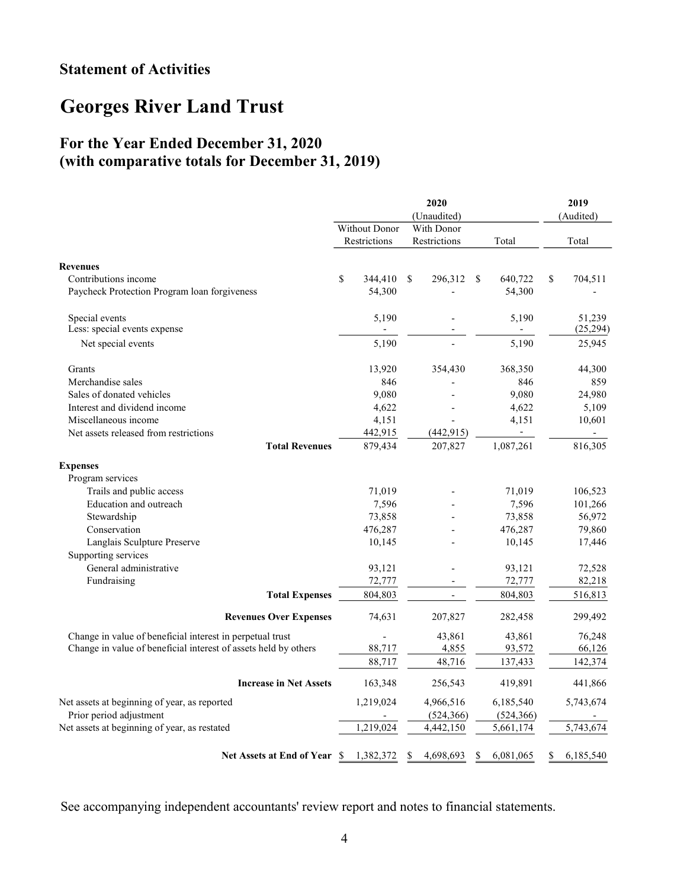## Statement of Activities

# Georges River Land Trust

### For the Year Ended December 31, 2020
### (with comparative totals for December 31, 2019)

| | 2020 (Unaudited) | | | 2019 (Audited) |
|---|---|---|---|---|
| | Without Donor Restrictions | With Donor Restrictions | Total | Total |
| **Revenues** | | | | |
| Contributions income | $ 344,410 | $ 296,312 | $ 640,722 | $ 704,511 |
| Paycheck Protection Program loan forgiveness | 54,300 | - | 54,300 | - |
| Special events | 5,190 | - | 5,190 | 51,239 |
| Less: special events expense | - | - | - | (25,294) |
| Net special events | 5,190 | - | 5,190 | 25,945 |
| Grants | 13,920 | 354,430 | 368,350 | 44,300 |
| Merchandise sales | 846 | - | 846 | 859 |
| Sales of donated vehicles | 9,080 | - | 9,080 | 24,980 |
| Interest and dividend income | 4,622 | - | 4,622 | 5,109 |
| Miscellaneous income | 4,151 | - | 4,151 | 10,601 |
| Net assets released from restrictions | 442,915 | (442,915) | - | - |
| **Total Revenues** | 879,434 | 207,827 | 1,087,261 | 816,305 |
| **Expenses** | | | | |
| Program services | | | | |
| Trails and public access | 71,019 | - | 71,019 | 106,523 |
| Education and outreach | 7,596 | - | 7,596 | 101,266 |
| Stewardship | 73,858 | - | 73,858 | 56,972 |
| Conservation | 476,287 | - | 476,287 | 79,860 |
| Langlais Sculpture Preserve | 10,145 | - | 10,145 | 17,446 |
| Supporting services | | | | |
| General administrative | 93,121 | - | 93,121 | 72,528 |
| Fundraising | 72,777 | - | 72,777 | 82,218 |
| **Total Expenses** | 804,803 | - | 804,803 | 516,813 |
| **Revenues Over Expenses** | 74,631 | 207,827 | 282,458 | 299,492 |
| Change in value of beneficial interest in perpetual trust | - | 43,861 | 43,861 | 76,248 |
| Change in value of beneficial interest of assets held by others | 88,717 | 4,855 | 93,572 | 66,126 |
| | 88,717 | 48,716 | 137,433 | 142,374 |
| **Increase in Net Assets** | 163,348 | 256,543 | 419,891 | 441,866 |
| Net assets at beginning of year, as reported | 1,219,024 | 4,966,516 | 6,185,540 | 5,743,674 |
| Prior period adjustment | - | (524,366) | (524,366) | - |
| Net assets at beginning of year, as restated | 1,219,024 | 4,442,150 | 5,661,174 | 5,743,674 |
| **Net Assets at End of Year** | $ 1,382,372 | $ 4,698,693 | $ 6,081,065 | $ 6,185,540 |

See accompanying independent accountants' review report and notes to financial statements.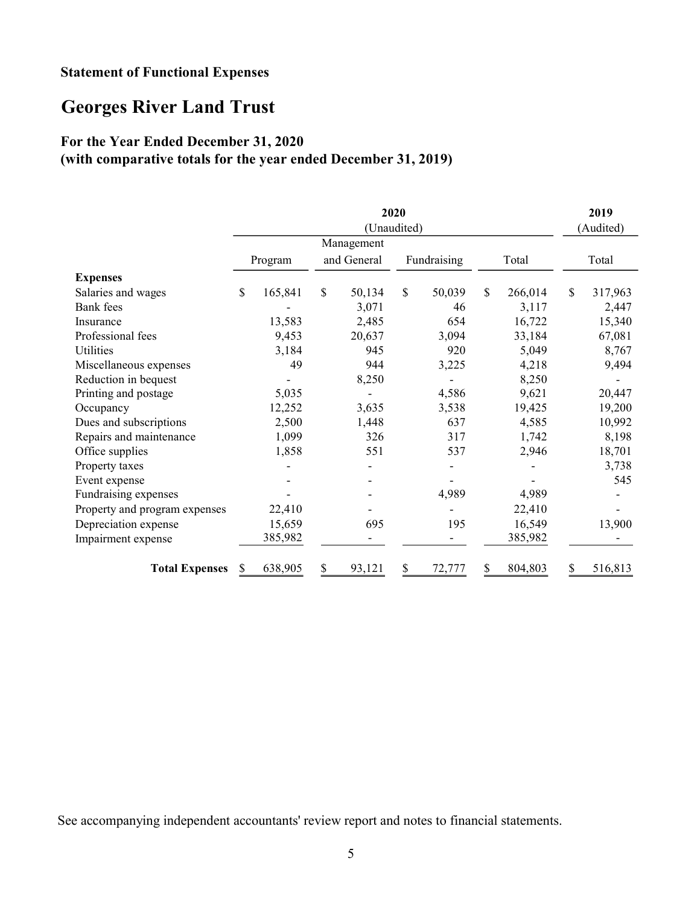**Statement of Functional Expenses**

# Georges River Land Trust

### For the Year Ended December 31, 2020
### (with comparative totals for the year ended December 31, 2019)

| | 2020 (Unaudited) | | | | 2019 (Audited) |
|---|---|---|---|---|---|
| | Program | Management and General | Fundraising | Total | Total |
| **Expenses** | | | | | |
| Salaries and wages | $ 165,841 | $ 50,134 | $ 50,039 | $ 266,014 | $ 317,963 |
| Bank fees | - | 3,071 | 46 | 3,117 | 2,447 |
| Insurance | 13,583 | 2,485 | 654 | 16,722 | 15,340 |
| Professional fees | 9,453 | 20,637 | 3,094 | 33,184 | 67,081 |
| Utilities | 3,184 | 945 | 920 | 5,049 | 8,767 |
| Miscellaneous expenses | 49 | 944 | 3,225 | 4,218 | 9,494 |
| Reduction in bequest | - | 8,250 | - | 8,250 | - |
| Printing and postage | 5,035 | - | 4,586 | 9,621 | 20,447 |
| Occupancy | 12,252 | 3,635 | 3,538 | 19,425 | 19,200 |
| Dues and subscriptions | 2,500 | 1,448 | 637 | 4,585 | 10,992 |
| Repairs and maintenance | 1,099 | 326 | 317 | 1,742 | 8,198 |
| Office supplies | 1,858 | 551 | 537 | 2,946 | 18,701 |
| Property taxes | - | - | - | - | 3,738 |
| Event expense | - | - | - | - | 545 |
| Fundraising expenses | - | - | 4,989 | 4,989 | - |
| Property and program expenses | 22,410 | - | - | 22,410 | - |
| Depreciation expense | 15,659 | 695 | 195 | 16,549 | 13,900 |
| Impairment expense | 385,982 | - | - | 385,982 | - |
| **Total Expenses** | $ 638,905 | $ 93,121 | $ 72,777 | $ 804,803 | $ 516,813 |

See accompanying independent accountants' review report and notes to financial statements.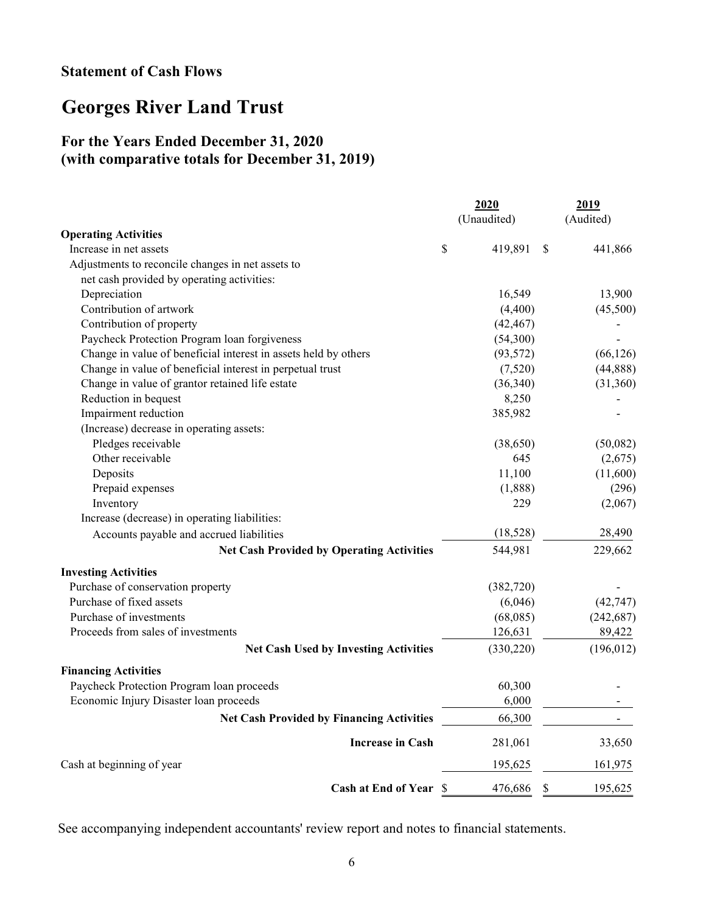## Statement of Cash Flows

# Georges River Land Trust

### For the Years Ended December 31, 2020
### (with comparative totals for December 31, 2019)

| | 2020 (Unaudited) | 2019 (Audited) |
|---|---|---|
| **Operating Activities** | | |
| Increase in net assets | $ 419,891 | $ 441,866 |
| Adjustments to reconcile changes in net assets to net cash provided by operating activities: | | |
| Depreciation | 16,549 | 13,900 |
| Contribution of artwork | (4,400) | (45,500) |
| Contribution of property | (42,467) | - |
| Paycheck Protection Program loan forgiveness | (54,300) | - |
| Change in value of beneficial interest in assets held by others | (93,572) | (66,126) |
| Change in value of beneficial interest in perpetual trust | (7,520) | (44,888) |
| Change in value of grantor retained life estate | (36,340) | (31,360) |
| Reduction in bequest | 8,250 | - |
| Impairment reduction | 385,982 | - |
| (Increase) decrease in operating assets: | | |
| Pledges receivable | (38,650) | (50,082) |
| Other receivable | 645 | (2,675) |
| Deposits | 11,100 | (11,600) |
| Prepaid expenses | (1,888) | (296) |
| Inventory | 229 | (2,067) |
| Increase (decrease) in operating liabilities: | | |
| Accounts payable and accrued liabilities | (18,528) | 28,490 |
| **Net Cash Provided by Operating Activities** | 544,981 | 229,662 |
| **Investing Activities** | | |
| Purchase of conservation property | (382,720) | - |
| Purchase of fixed assets | (6,046) | (42,747) |
| Purchase of investments | (68,085) | (242,687) |
| Proceeds from sales of investments | 126,631 | 89,422 |
| **Net Cash Used by Investing Activities** | (330,220) | (196,012) |
| **Financing Activities** | | |
| Paycheck Protection Program loan proceeds | 60,300 | - |
| Economic Injury Disaster loan proceeds | 6,000 | - |
| **Net Cash Provided by Financing Activities** | 66,300 | - |
| **Increase in Cash** | 281,061 | 33,650 |
| Cash at beginning of year | 195,625 | 161,975 |
| **Cash at End of Year** | $ 476,686 | $ 195,625 |

See accompanying independent accountants' review report and notes to financial statements.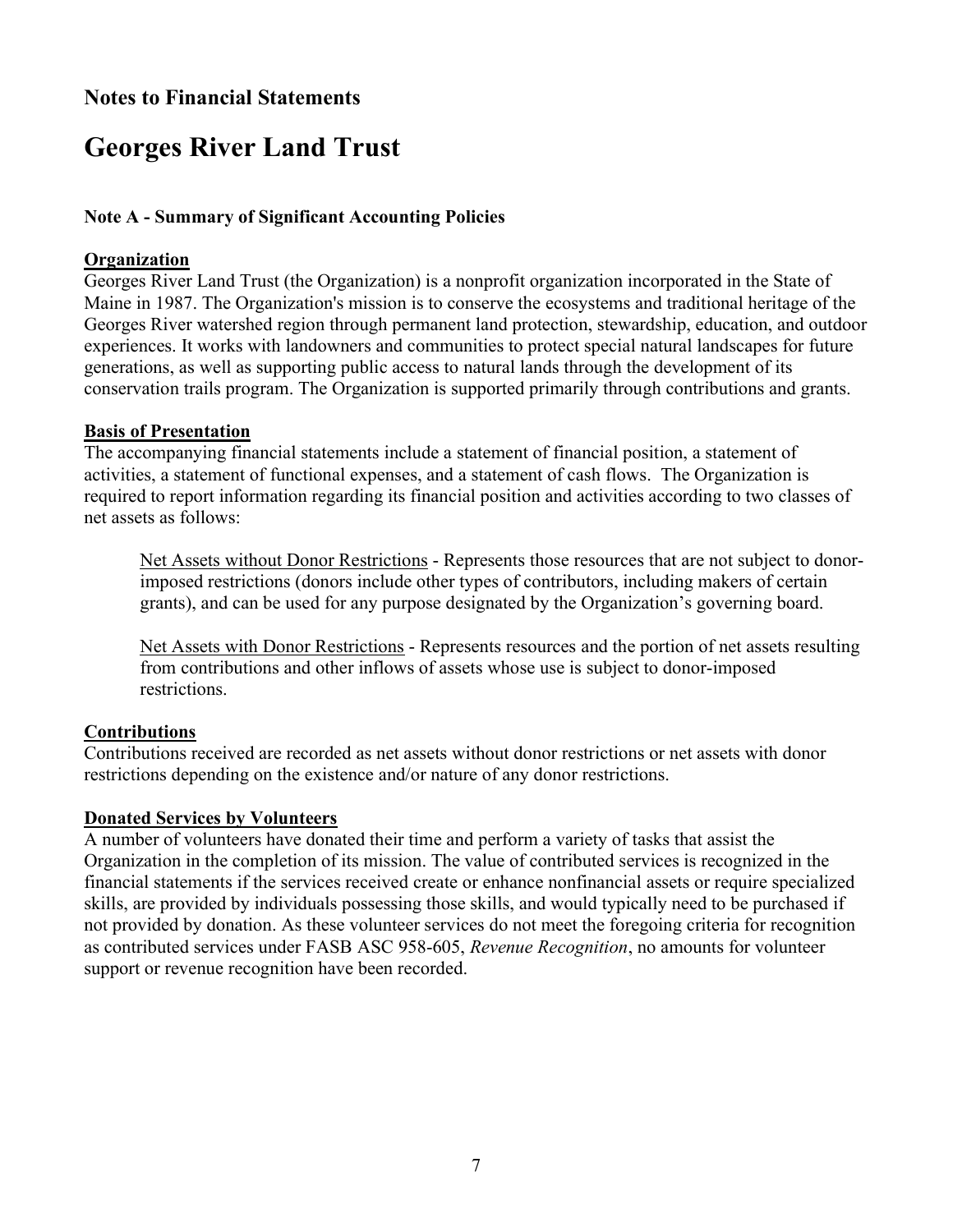## Notes to Financial Statements

# Georges River Land Trust

### Note A - Summary of Significant Accounting Policies

**Organization**

Georges River Land Trust (the Organization) is a nonprofit organization incorporated in the State of Maine in 1987. The Organization's mission is to conserve the ecosystems and traditional heritage of the Georges River watershed region through permanent land protection, stewardship, education, and outdoor experiences. It works with landowners and communities to protect special natural landscapes for future generations, as well as supporting public access to natural lands through the development of its conservation trails program. The Organization is supported primarily through contributions and grants.

**Basis of Presentation**

The accompanying financial statements include a statement of financial position, a statement of activities, a statement of functional expenses, and a statement of cash flows. The Organization is required to report information regarding its financial position and activities according to two classes of net assets as follows:

Net Assets without Donor Restrictions - Represents those resources that are not subject to donor-imposed restrictions (donors include other types of contributors, including makers of certain grants), and can be used for any purpose designated by the Organization's governing board.

Net Assets with Donor Restrictions - Represents resources and the portion of net assets resulting from contributions and other inflows of assets whose use is subject to donor-imposed restrictions.

**Contributions**

Contributions received are recorded as net assets without donor restrictions or net assets with donor restrictions depending on the existence and/or nature of any donor restrictions.

**Donated Services by Volunteers**

A number of volunteers have donated their time and perform a variety of tasks that assist the Organization in the completion of its mission. The value of contributed services is recognized in the financial statements if the services received create or enhance nonfinancial assets or require specialized skills, are provided by individuals possessing those skills, and would typically need to be purchased if not provided by donation. As these volunteer services do not meet the foregoing criteria for recognition as contributed services under FASB ASC 958-605, *Revenue Recognition*, no amounts for volunteer support or revenue recognition have been recorded.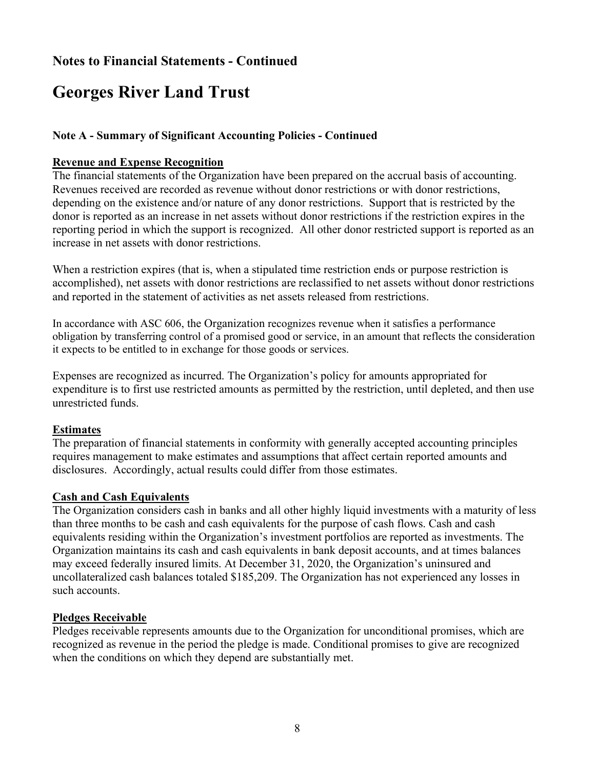## Notes to Financial Statements - Continued

# Georges River Land Trust

### Note A - Summary of Significant Accounting Policies - Continued

**Revenue and Expense Recognition**

The financial statements of the Organization have been prepared on the accrual basis of accounting. Revenues received are recorded as revenue without donor restrictions or with donor restrictions, depending on the existence and/or nature of any donor restrictions. Support that is restricted by the donor is reported as an increase in net assets without donor restrictions if the restriction expires in the reporting period in which the support is recognized. All other donor restricted support is reported as an increase in net assets with donor restrictions.

When a restriction expires (that is, when a stipulated time restriction ends or purpose restriction is accomplished), net assets with donor restrictions are reclassified to net assets without donor restrictions and reported in the statement of activities as net assets released from restrictions.

In accordance with ASC 606, the Organization recognizes revenue when it satisfies a performance obligation by transferring control of a promised good or service, in an amount that reflects the consideration it expects to be entitled to in exchange for those goods or services.

Expenses are recognized as incurred. The Organization's policy for amounts appropriated for expenditure is to first use restricted amounts as permitted by the restriction, until depleted, and then use unrestricted funds.

**Estimates**

The preparation of financial statements in conformity with generally accepted accounting principles requires management to make estimates and assumptions that affect certain reported amounts and disclosures. Accordingly, actual results could differ from those estimates.

**Cash and Cash Equivalents**

The Organization considers cash in banks and all other highly liquid investments with a maturity of less than three months to be cash and cash equivalents for the purpose of cash flows. Cash and cash equivalents residing within the Organization's investment portfolios are reported as investments. The Organization maintains its cash and cash equivalents in bank deposit accounts, and at times balances may exceed federally insured limits. At December 31, 2020, the Organization's uninsured and uncollateralized cash balances totaled $185,209. The Organization has not experienced any losses in such accounts.

**Pledges Receivable**

Pledges receivable represents amounts due to the Organization for unconditional promises, which are recognized as revenue in the period the pledge is made. Conditional promises to give are recognized when the conditions on which they depend are substantially met.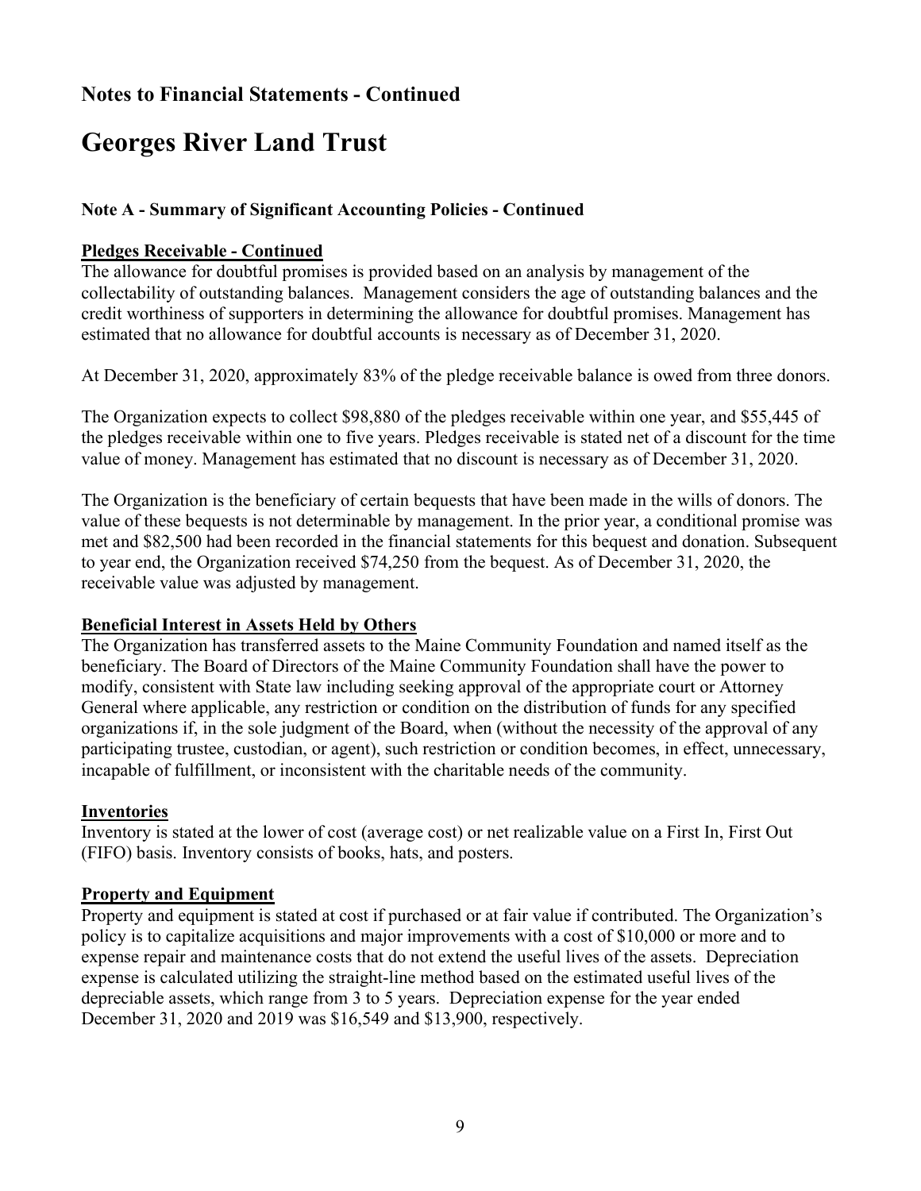## Notes to Financial Statements - Continued

# Georges River Land Trust

### Note A - Summary of Significant Accounting Policies - Continued

**Pledges Receivable - Continued**

The allowance for doubtful promises is provided based on an analysis by management of the collectability of outstanding balances. Management considers the age of outstanding balances and the credit worthiness of supporters in determining the allowance for doubtful promises. Management has estimated that no allowance for doubtful accounts is necessary as of December 31, 2020.

At December 31, 2020, approximately 83% of the pledge receivable balance is owed from three donors.

The Organization expects to collect $98,880 of the pledges receivable within one year, and $55,445 of the pledges receivable within one to five years. Pledges receivable is stated net of a discount for the time value of money. Management has estimated that no discount is necessary as of December 31, 2020.

The Organization is the beneficiary of certain bequests that have been made in the wills of donors. The value of these bequests is not determinable by management. In the prior year, a conditional promise was met and $82,500 had been recorded in the financial statements for this bequest and donation. Subsequent to year end, the Organization received $74,250 from the bequest. As of December 31, 2020, the receivable value was adjusted by management.

**Beneficial Interest in Assets Held by Others**

The Organization has transferred assets to the Maine Community Foundation and named itself as the beneficiary. The Board of Directors of the Maine Community Foundation shall have the power to modify, consistent with State law including seeking approval of the appropriate court or Attorney General where applicable, any restriction or condition on the distribution of funds for any specified organizations if, in the sole judgment of the Board, when (without the necessity of the approval of any participating trustee, custodian, or agent), such restriction or condition becomes, in effect, unnecessary, incapable of fulfillment, or inconsistent with the charitable needs of the community.

**Inventories**

Inventory is stated at the lower of cost (average cost) or net realizable value on a First In, First Out (FIFO) basis. Inventory consists of books, hats, and posters.

**Property and Equipment**

Property and equipment is stated at cost if purchased or at fair value if contributed. The Organization's policy is to capitalize acquisitions and major improvements with a cost of $10,000 or more and to expense repair and maintenance costs that do not extend the useful lives of the assets. Depreciation expense is calculated utilizing the straight-line method based on the estimated useful lives of the depreciable assets, which range from 3 to 5 years. Depreciation expense for the year ended December 31, 2020 and 2019 was $16,549 and $13,900, respectively.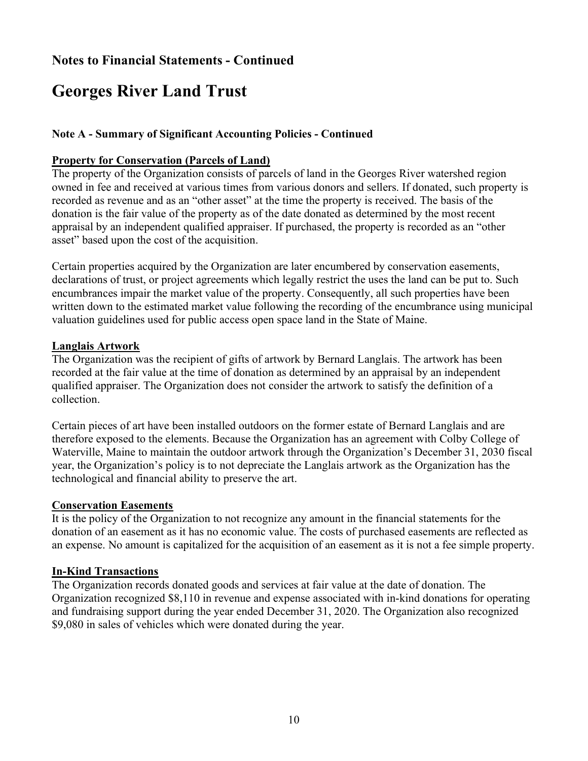## Notes to Financial Statements - Continued

# Georges River Land Trust

### Note A - Summary of Significant Accounting Policies - Continued

**Property for Conservation (Parcels of Land)**

The property of the Organization consists of parcels of land in the Georges River watershed region owned in fee and received at various times from various donors and sellers. If donated, such property is recorded as revenue and as an "other asset" at the time the property is received. The basis of the donation is the fair value of the property as of the date donated as determined by the most recent appraisal by an independent qualified appraiser. If purchased, the property is recorded as an "other asset" based upon the cost of the acquisition.

Certain properties acquired by the Organization are later encumbered by conservation easements, declarations of trust, or project agreements which legally restrict the uses the land can be put to. Such encumbrances impair the market value of the property. Consequently, all such properties have been written down to the estimated market value following the recording of the encumbrance using municipal valuation guidelines used for public access open space land in the State of Maine.

**Langlais Artwork**

The Organization was the recipient of gifts of artwork by Bernard Langlais. The artwork has been recorded at the fair value at the time of donation as determined by an appraisal by an independent qualified appraiser. The Organization does not consider the artwork to satisfy the definition of a collection.

Certain pieces of art have been installed outdoors on the former estate of Bernard Langlais and are therefore exposed to the elements. Because the Organization has an agreement with Colby College of Waterville, Maine to maintain the outdoor artwork through the Organization's December 31, 2030 fiscal year, the Organization's policy is to not depreciate the Langlais artwork as the Organization has the technological and financial ability to preserve the art.

**Conservation Easements**

It is the policy of the Organization to not recognize any amount in the financial statements for the donation of an easement as it has no economic value. The costs of purchased easements are reflected as an expense. No amount is capitalized for the acquisition of an easement as it is not a fee simple property.

**In-Kind Transactions**

The Organization records donated goods and services at fair value at the date of donation. The Organization recognized $8,110 in revenue and expense associated with in-kind donations for operating and fundraising support during the year ended December 31, 2020. The Organization also recognized $9,080 in sales of vehicles which were donated during the year.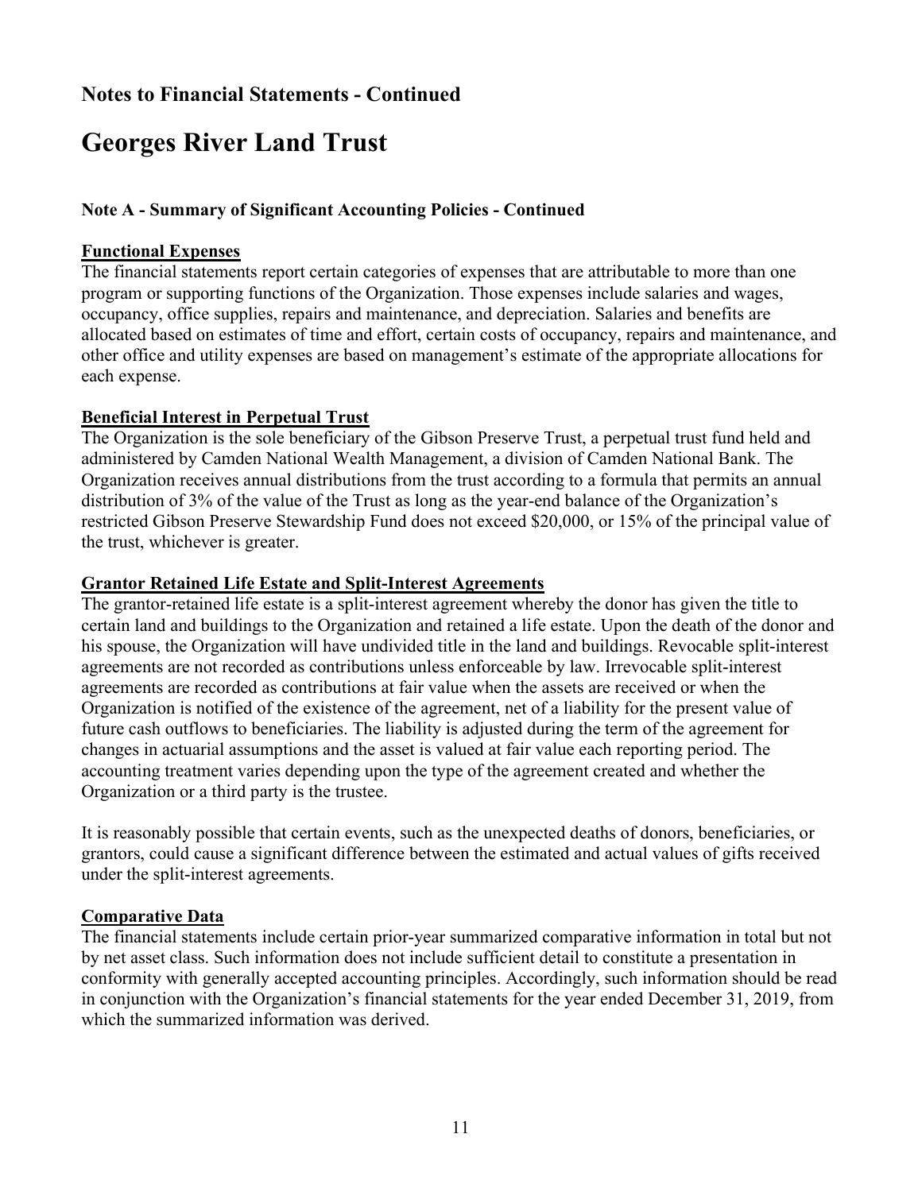## Notes to Financial Statements - Continued

# Georges River Land Trust

### Note A - Summary of Significant Accounting Policies - Continued

**Functional Expenses**

The financial statements report certain categories of expenses that are attributable to more than one program or supporting functions of the Organization. Those expenses include salaries and wages, occupancy, office supplies, repairs and maintenance, and depreciation. Salaries and benefits are allocated based on estimates of time and effort, certain costs of occupancy, repairs and maintenance, and other office and utility expenses are based on management's estimate of the appropriate allocations for each expense.

**Beneficial Interest in Perpetual Trust**

The Organization is the sole beneficiary of the Gibson Preserve Trust, a perpetual trust fund held and administered by Camden National Wealth Management, a division of Camden National Bank. The Organization receives annual distributions from the trust according to a formula that permits an annual distribution of 3% of the value of the Trust as long as the year-end balance of the Organization's restricted Gibson Preserve Stewardship Fund does not exceed $20,000, or 15% of the principal value of the trust, whichever is greater.

**Grantor Retained Life Estate and Split-Interest Agreements**

The grantor-retained life estate is a split-interest agreement whereby the donor has given the title to certain land and buildings to the Organization and retained a life estate. Upon the death of the donor and his spouse, the Organization will have undivided title in the land and buildings. Revocable split-interest agreements are not recorded as contributions unless enforceable by law. Irrevocable split-interest agreements are recorded as contributions at fair value when the assets are received or when the Organization is notified of the existence of the agreement, net of a liability for the present value of future cash outflows to beneficiaries. The liability is adjusted during the term of the agreement for changes in actuarial assumptions and the asset is valued at fair value each reporting period. The accounting treatment varies depending upon the type of the agreement created and whether the Organization or a third party is the trustee.

It is reasonably possible that certain events, such as the unexpected deaths of donors, beneficiaries, or grantors, could cause a significant difference between the estimated and actual values of gifts received under the split-interest agreements.

**Comparative Data**

The financial statements include certain prior-year summarized comparative information in total but not by net asset class. Such information does not include sufficient detail to constitute a presentation in conformity with generally accepted accounting principles. Accordingly, such information should be read in conjunction with the Organization's financial statements for the year ended December 31, 2019, from which the summarized information was derived.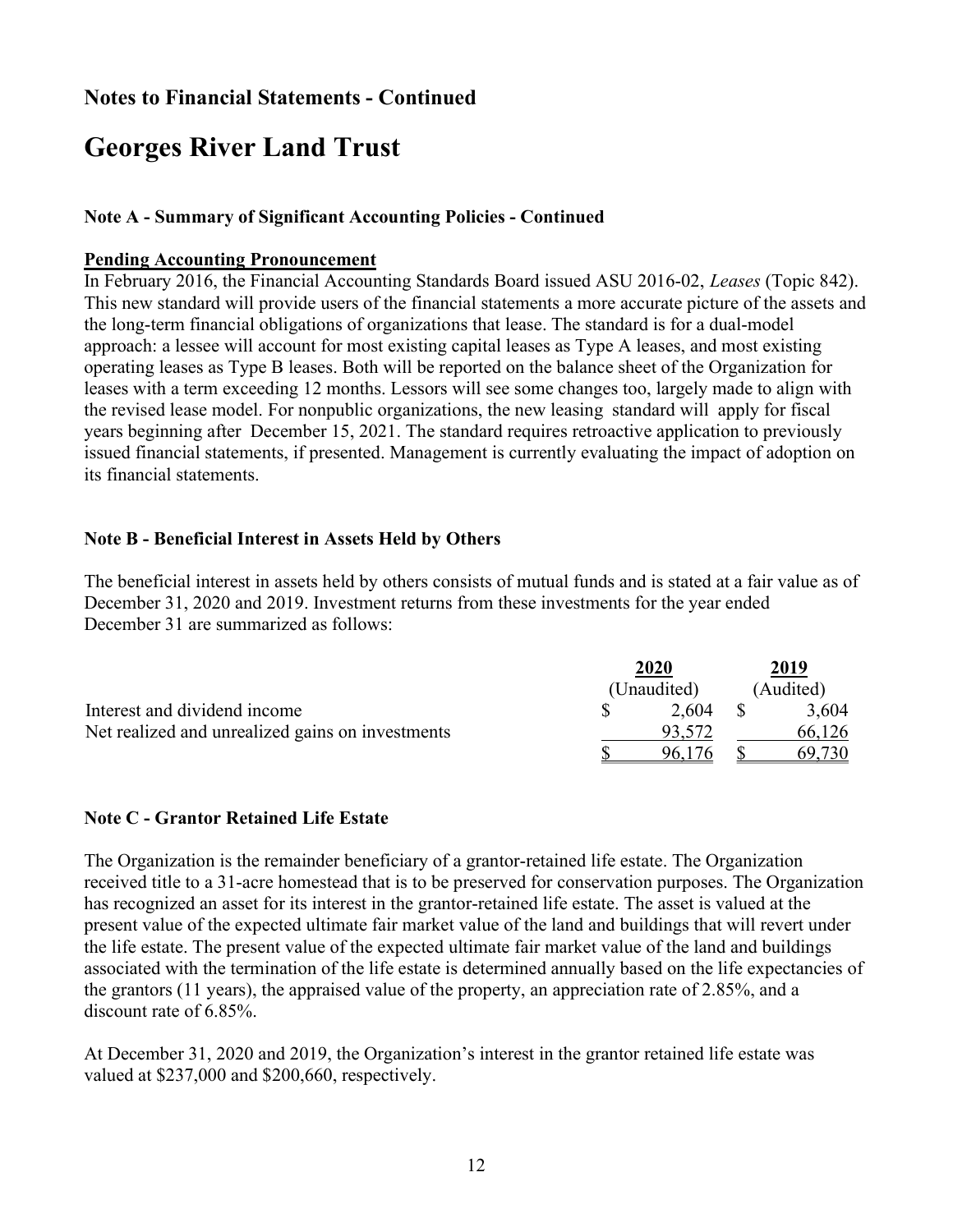## Notes to Financial Statements - Continued

# Georges River Land Trust

### Note A - Summary of Significant Accounting Policies - Continued

**Pending Accounting Pronouncement**

In February 2016, the Financial Accounting Standards Board issued ASU 2016-02, *Leases* (Topic 842). This new standard will provide users of the financial statements a more accurate picture of the assets and the long-term financial obligations of organizations that lease. The standard is for a dual-model approach: a lessee will account for most existing capital leases as Type A leases, and most existing operating leases as Type B leases. Both will be reported on the balance sheet of the Organization for leases with a term exceeding 12 months. Lessors will see some changes too, largely made to align with the revised lease model. For nonpublic organizations, the new leasing standard will apply for fiscal years beginning after December 15, 2021. The standard requires retroactive application to previously issued financial statements, if presented. Management is currently evaluating the impact of adoption on its financial statements.

### Note B - Beneficial Interest in Assets Held by Others

The beneficial interest in assets held by others consists of mutual funds and is stated at a fair value as of December 31, 2020 and 2019. Investment returns from these investments for the year ended December 31 are summarized as follows:

| | 2020 (Unaudited) | 2019 (Audited) |
|---|---|---|
| Interest and dividend income | $ 2,604 | $ 3,604 |
| Net realized and unrealized gains on investments | 93,572 | 66,126 |
| | $ 96,176 | $ 69,730 |

### Note C - Grantor Retained Life Estate

The Organization is the remainder beneficiary of a grantor-retained life estate. The Organization received title to a 31-acre homestead that is to be preserved for conservation purposes. The Organization has recognized an asset for its interest in the grantor-retained life estate. The asset is valued at the present value of the expected ultimate fair market value of the land and buildings that will revert under the life estate. The present value of the expected ultimate fair market value of the land and buildings associated with the termination of the life estate is determined annually based on the life expectancies of the grantors (11 years), the appraised value of the property, an appreciation rate of 2.85%, and a discount rate of 6.85%.

At December 31, 2020 and 2019, the Organization's interest in the grantor retained life estate was valued at $237,000 and $200,660, respectively.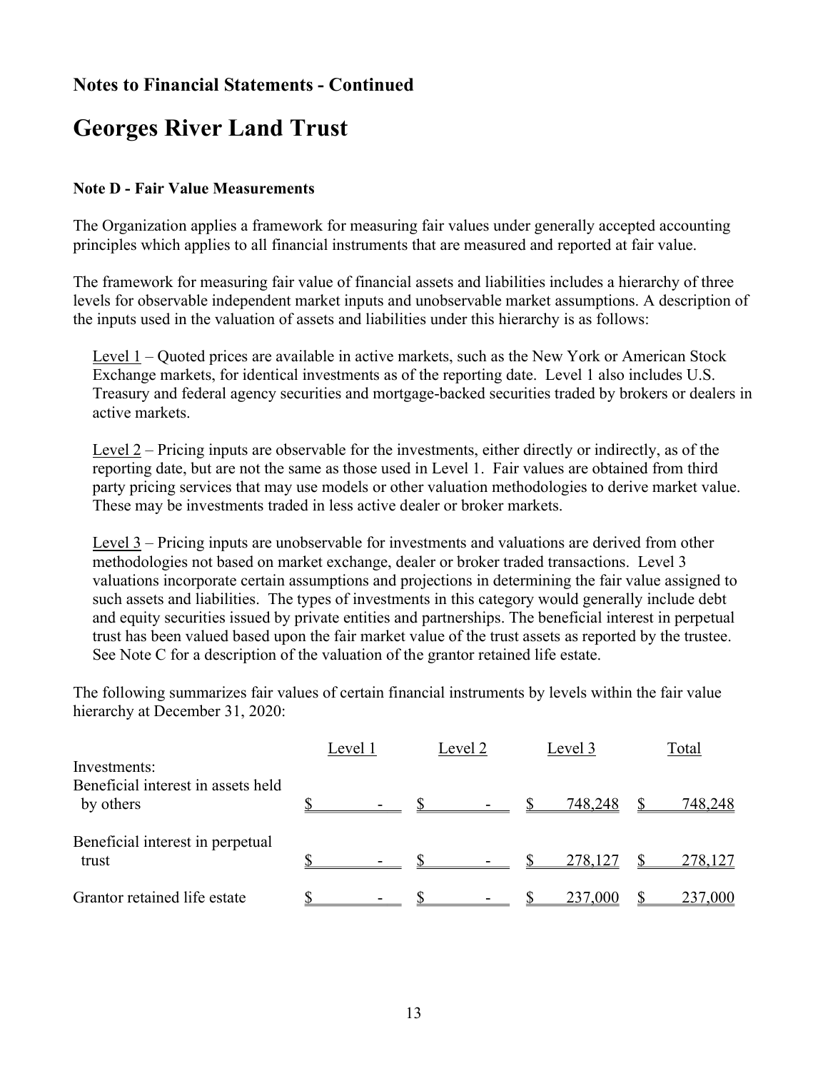## Notes to Financial Statements - Continued

# Georges River Land Trust

### Note D - Fair Value Measurements

The Organization applies a framework for measuring fair values under generally accepted accounting principles which applies to all financial instruments that are measured and reported at fair value.

The framework for measuring fair value of financial assets and liabilities includes a hierarchy of three levels for observable independent market inputs and unobservable market assumptions. A description of the inputs used in the valuation of assets and liabilities under this hierarchy is as follows:

Level 1 – Quoted prices are available in active markets, such as the New York or American Stock Exchange markets, for identical investments as of the reporting date. Level 1 also includes U.S. Treasury and federal agency securities and mortgage-backed securities traded by brokers or dealers in active markets.

Level 2 – Pricing inputs are observable for the investments, either directly or indirectly, as of the reporting date, but are not the same as those used in Level 1. Fair values are obtained from third party pricing services that may use models or other valuation methodologies to derive market value. These may be investments traded in less active dealer or broker markets.

Level 3 – Pricing inputs are unobservable for investments and valuations are derived from other methodologies not based on market exchange, dealer or broker traded transactions. Level 3 valuations incorporate certain assumptions and projections in determining the fair value assigned to such assets and liabilities. The types of investments in this category would generally include debt and equity securities issued by private entities and partnerships. The beneficial interest in perpetual trust has been valued based upon the fair market value of the trust assets as reported by the trustee. See Note C for a description of the valuation of the grantor retained life estate.

The following summarizes fair values of certain financial instruments by levels within the fair value hierarchy at December 31, 2020:

| | Level 1 | Level 2 | Level 3 | Total |
|---|---|---|---|---|
| Investments: | | | | |
| Beneficial interest in assets held by others | $ - | $ - | $ 748,248 | $ 748,248 |
| Beneficial interest in perpetual trust | $ - | $ - | $ 278,127 | $ 278,127 |
| Grantor retained life estate | $ - | $ - | $ 237,000 | $ 237,000 |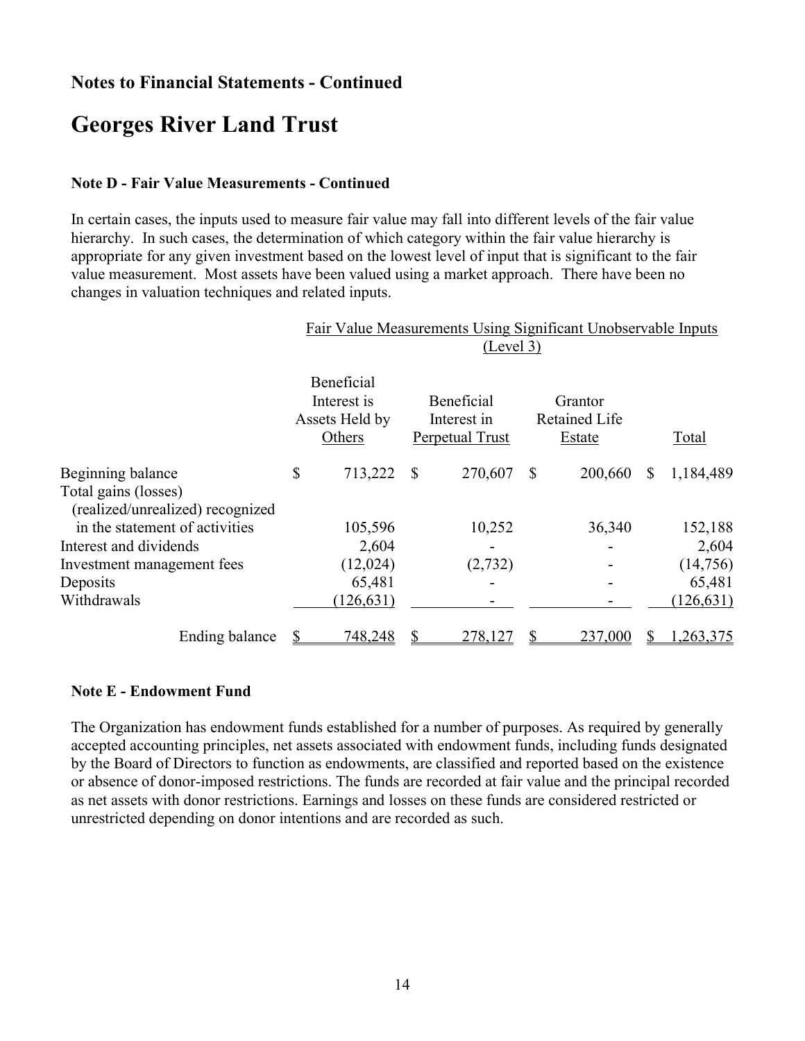## Notes to Financial Statements - Continued

# Georges River Land Trust

### Note D - Fair Value Measurements - Continued

In certain cases, the inputs used to measure fair value may fall into different levels of the fair value hierarchy. In such cases, the determination of which category within the fair value hierarchy is appropriate for any given investment based on the lowest level of input that is significant to the fair value measurement. Most assets have been valued using a market approach. There have been no changes in valuation techniques and related inputs.

| | Fair Value Measurements Using Significant Unobservable Inputs (Level 3) | | | |
|---|---|---|---|---|
| | Beneficial Interest is Assets Held by Others | Beneficial Interest in Perpetual Trust | Grantor Retained Life Estate | Total |
| Beginning balance | $ 713,222 | $ 270,607 | $ 200,660 | $ 1,184,489 |
| Total gains (losses) (realized/unrealized) recognized in the statement of activities | 105,596 | 10,252 | 36,340 | 152,188 |
| Interest and dividends | 2,604 | - | - | 2,604 |
| Investment management fees | (12,024) | (2,732) | - | (14,756) |
| Deposits | 65,481 | - | - | 65,481 |
| Withdrawals | (126,631) | - | - | (126,631) |
| Ending balance | $ 748,248 | $ 278,127 | $ 237,000 | $ 1,263,375 |

### Note E - Endowment Fund

The Organization has endowment funds established for a number of purposes. As required by generally accepted accounting principles, net assets associated with endowment funds, including funds designated by the Board of Directors to function as endowments, are classified and reported based on the existence or absence of donor-imposed restrictions. The funds are recorded at fair value and the principal recorded as net assets with donor restrictions. Earnings and losses on these funds are considered restricted or unrestricted depending on donor intentions and are recorded as such.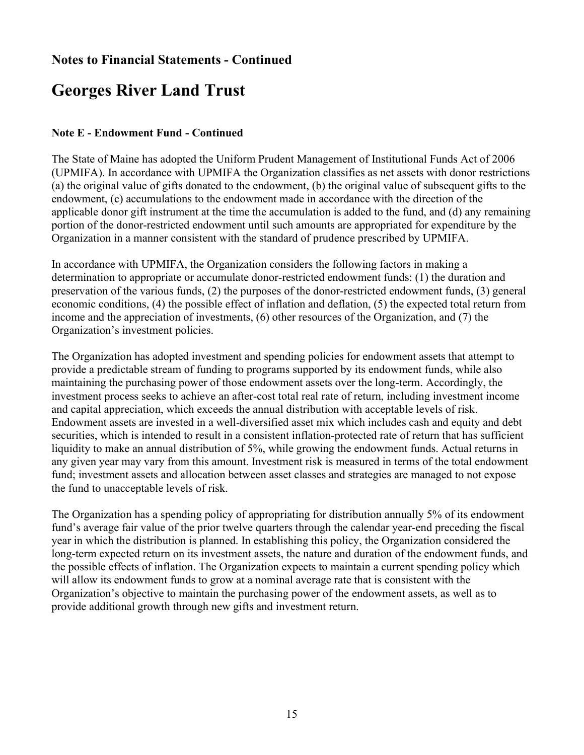## Notes to Financial Statements - Continued

# Georges River Land Trust

### Note E - Endowment Fund - Continued

The State of Maine has adopted the Uniform Prudent Management of Institutional Funds Act of 2006 (UPMIFA). In accordance with UPMIFA the Organization classifies as net assets with donor restrictions (a) the original value of gifts donated to the endowment, (b) the original value of subsequent gifts to the endowment, (c) accumulations to the endowment made in accordance with the direction of the applicable donor gift instrument at the time the accumulation is added to the fund, and (d) any remaining portion of the donor-restricted endowment until such amounts are appropriated for expenditure by the Organization in a manner consistent with the standard of prudence prescribed by UPMIFA.

In accordance with UPMIFA, the Organization considers the following factors in making a determination to appropriate or accumulate donor-restricted endowment funds: (1) the duration and preservation of the various funds, (2) the purposes of the donor-restricted endowment funds, (3) general economic conditions, (4) the possible effect of inflation and deflation, (5) the expected total return from income and the appreciation of investments, (6) other resources of the Organization, and (7) the Organization's investment policies.

The Organization has adopted investment and spending policies for endowment assets that attempt to provide a predictable stream of funding to programs supported by its endowment funds, while also maintaining the purchasing power of those endowment assets over the long-term. Accordingly, the investment process seeks to achieve an after-cost total real rate of return, including investment income and capital appreciation, which exceeds the annual distribution with acceptable levels of risk. Endowment assets are invested in a well-diversified asset mix which includes cash and equity and debt securities, which is intended to result in a consistent inflation-protected rate of return that has sufficient liquidity to make an annual distribution of 5%, while growing the endowment funds. Actual returns in any given year may vary from this amount. Investment risk is measured in terms of the total endowment fund; investment assets and allocation between asset classes and strategies are managed to not expose the fund to unacceptable levels of risk.

The Organization has a spending policy of appropriating for distribution annually 5% of its endowment fund's average fair value of the prior twelve quarters through the calendar year-end preceding the fiscal year in which the distribution is planned. In establishing this policy, the Organization considered the long-term expected return on its investment assets, the nature and duration of the endowment funds, and the possible effects of inflation. The Organization expects to maintain a current spending policy which will allow its endowment funds to grow at a nominal average rate that is consistent with the Organization's objective to maintain the purchasing power of the endowment assets, as well as to provide additional growth through new gifts and investment return.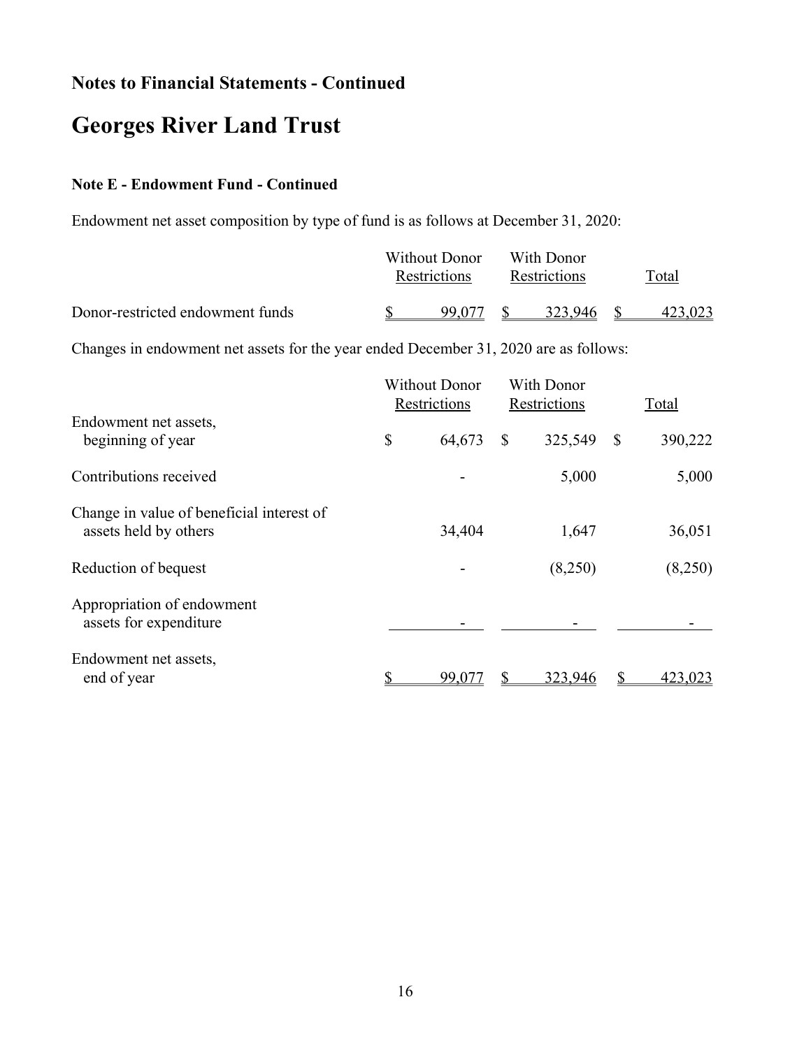## Notes to Financial Statements - Continued

# Georges River Land Trust

### Note E - Endowment Fund - Continued

Endowment net asset composition by type of fund is as follows at December 31, 2020:

| | Without Donor Restrictions | With Donor Restrictions | Total |
|---|---|---|---|
| Donor-restricted endowment funds | $ 99,077 | $ 323,946 | $ 423,023 |

Changes in endowment net assets for the year ended December 31, 2020 are as follows:

| | Without Donor Restrictions | With Donor Restrictions | Total |
|---|---|---|---|
| Endowment net assets, beginning of year | $ 64,673 | $ 325,549 | $ 390,222 |
| Contributions received | - | 5,000 | 5,000 |
| Change in value of beneficial interest of assets held by others | 34,404 | 1,647 | 36,051 |
| Reduction of bequest | - | (8,250) | (8,250) |
| Appropriation of endowment assets for expenditure | - | - | - |
| Endowment net assets, end of year | $ 99,077 | $ 323,946 | $ 423,023 |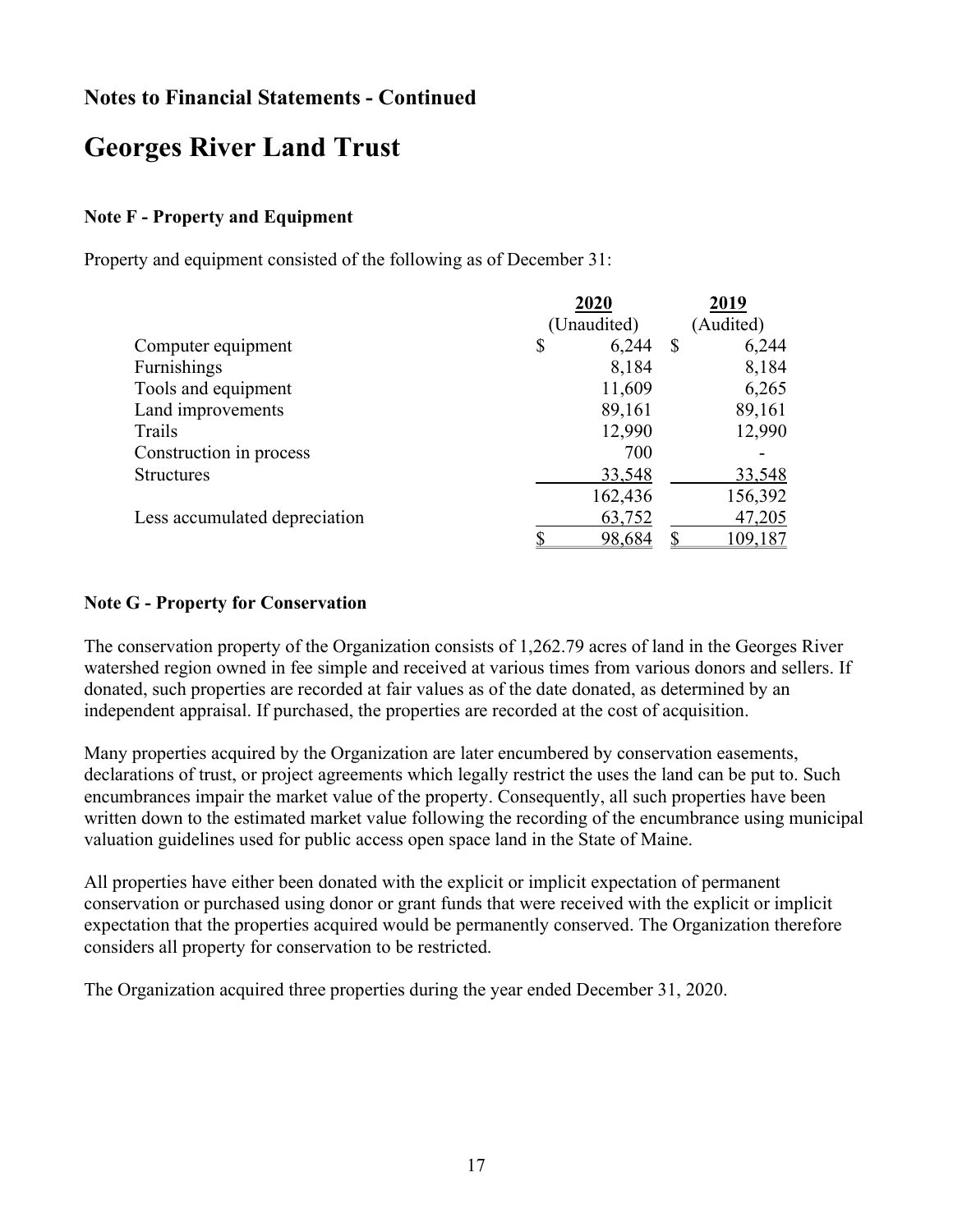## Notes to Financial Statements - Continued

# Georges River Land Trust

### Note F - Property and Equipment

Property and equipment consisted of the following as of December 31:

| | 2020 (Unaudited) | 2019 (Audited) |
|---|---|---|
| Computer equipment | $ 6,244 | $ 6,244 |
| Furnishings | 8,184 | 8,184 |
| Tools and equipment | 11,609 | 6,265 |
| Land improvements | 89,161 | 89,161 |
| Trails | 12,990 | 12,990 |
| Construction in process | 700 | - |
| Structures | 33,548 | 33,548 |
| | 162,436 | 156,392 |
| Less accumulated depreciation | 63,752 | 47,205 |
| | $ 98,684 | $ 109,187 |

### Note G - Property for Conservation

The conservation property of the Organization consists of 1,262.79 acres of land in the Georges River watershed region owned in fee simple and received at various times from various donors and sellers. If donated, such properties are recorded at fair values as of the date donated, as determined by an independent appraisal. If purchased, the properties are recorded at the cost of acquisition.

Many properties acquired by the Organization are later encumbered by conservation easements, declarations of trust, or project agreements which legally restrict the uses the land can be put to. Such encumbrances impair the market value of the property. Consequently, all such properties have been written down to the estimated market value following the recording of the encumbrance using municipal valuation guidelines used for public access open space land in the State of Maine.

All properties have either been donated with the explicit or implicit expectation of permanent conservation or purchased using donor or grant funds that were received with the explicit or implicit expectation that the properties acquired would be permanently conserved. The Organization therefore considers all property for conservation to be restricted.

The Organization acquired three properties during the year ended December 31, 2020.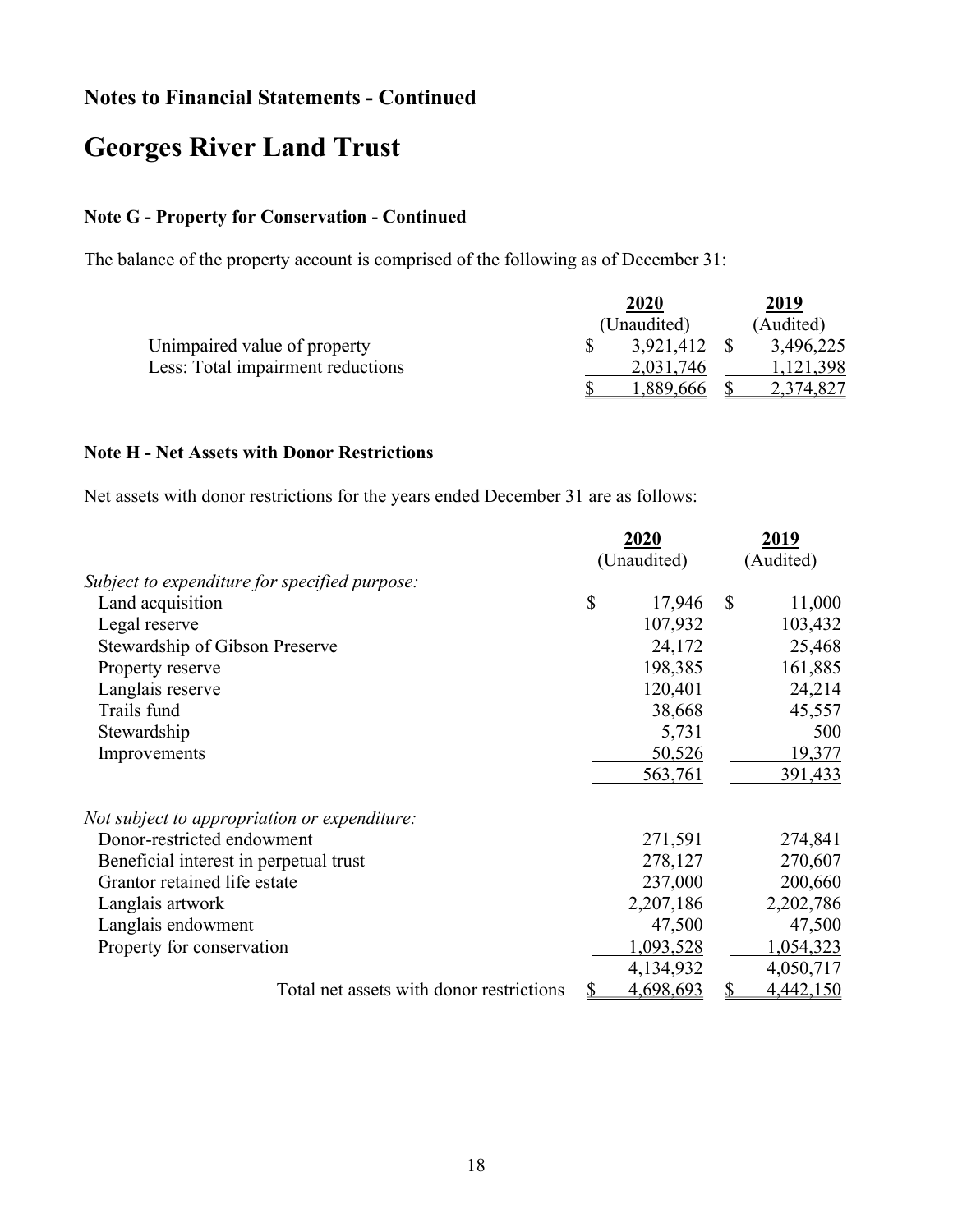## Notes to Financial Statements - Continued

# Georges River Land Trust

### Note G - Property for Conservation - Continued

The balance of the property account is comprised of the following as of December 31:

| | 2020 (Unaudited) | 2019 (Audited) |
|---|---|---|
| Unimpaired value of property | $ 3,921,412 | $ 3,496,225 |
| Less: Total impairment reductions | 2,031,746 | 1,121,398 |
| | $ 1,889,666 | $ 2,374,827 |

### Note H - Net Assets with Donor Restrictions

Net assets with donor restrictions for the years ended December 31 are as follows:

| | 2020 (Unaudited) | 2019 (Audited) |
|---|---|---|
| *Subject to expenditure for specified purpose:* | | |
| Land acquisition | $ 17,946 | $ 11,000 |
| Legal reserve | 107,932 | 103,432 |
| Stewardship of Gibson Preserve | 24,172 | 25,468 |
| Property reserve | 198,385 | 161,885 |
| Langlais reserve | 120,401 | 24,214 |
| Trails fund | 38,668 | 45,557 |
| Stewardship | 5,731 | 500 |
| Improvements | 50,526 | 19,377 |
| | 563,761 | 391,433 |
| *Not subject to appropriation or expenditure:* | | |
| Donor-restricted endowment | 271,591 | 274,841 |
| Beneficial interest in perpetual trust | 278,127 | 270,607 |
| Grantor retained life estate | 237,000 | 200,660 |
| Langlais artwork | 2,207,186 | 2,202,786 |
| Langlais endowment | 47,500 | 47,500 |
| Property for conservation | 1,093,528 | 1,054,323 |
| | 4,134,932 | 4,050,717 |
| Total net assets with donor restrictions | $ 4,698,693 | $ 4,442,150 |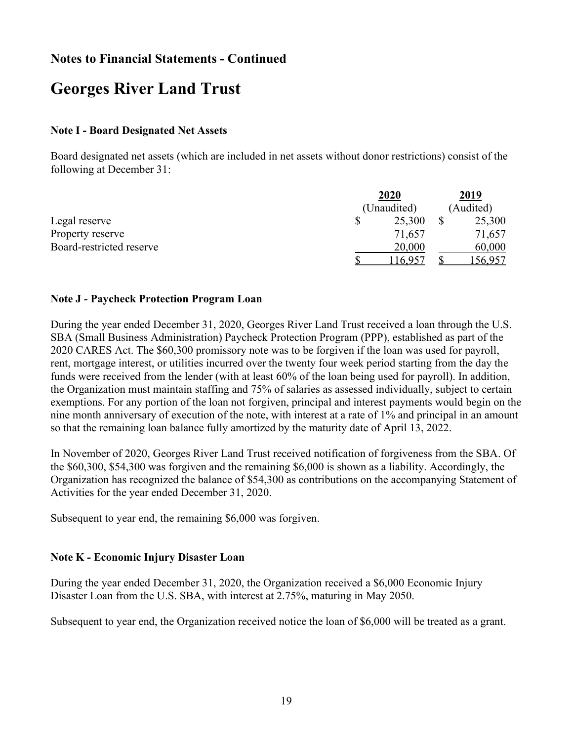## Notes to Financial Statements - Continued

# Georges River Land Trust

### Note I - Board Designated Net Assets

Board designated net assets (which are included in net assets without donor restrictions) consist of the following at December 31:

| | 2020 (Unaudited) | 2019 (Audited) |
|---|---|---|
| Legal reserve | $ 25,300 | $ 25,300 |
| Property reserve | 71,657 | 71,657 |
| Board-restricted reserve | 20,000 | 60,000 |
| | $ 116,957 | $ 156,957 |

### Note J - Paycheck Protection Program Loan

During the year ended December 31, 2020, Georges River Land Trust received a loan through the U.S. SBA (Small Business Administration) Paycheck Protection Program (PPP), established as part of the 2020 CARES Act. The $60,300 promissory note was to be forgiven if the loan was used for payroll, rent, mortgage interest, or utilities incurred over the twenty four week period starting from the day the funds were received from the lender (with at least 60% of the loan being used for payroll). In addition, the Organization must maintain staffing and 75% of salaries as assessed individually, subject to certain exemptions. For any portion of the loan not forgiven, principal and interest payments would begin on the nine month anniversary of execution of the note, with interest at a rate of 1% and principal in an amount so that the remaining loan balance fully amortized by the maturity date of April 13, 2022.

In November of 2020, Georges River Land Trust received notification of forgiveness from the SBA. Of the $60,300, $54,300 was forgiven and the remaining $6,000 is shown as a liability. Accordingly, the Organization has recognized the balance of $54,300 as contributions on the accompanying Statement of Activities for the year ended December 31, 2020.

Subsequent to year end, the remaining $6,000 was forgiven.

### Note K - Economic Injury Disaster Loan

During the year ended December 31, 2020, the Organization received a $6,000 Economic Injury Disaster Loan from the U.S. SBA, with interest at 2.75%, maturing in May 2050.

Subsequent to year end, the Organization received notice the loan of $6,000 will be treated as a grant.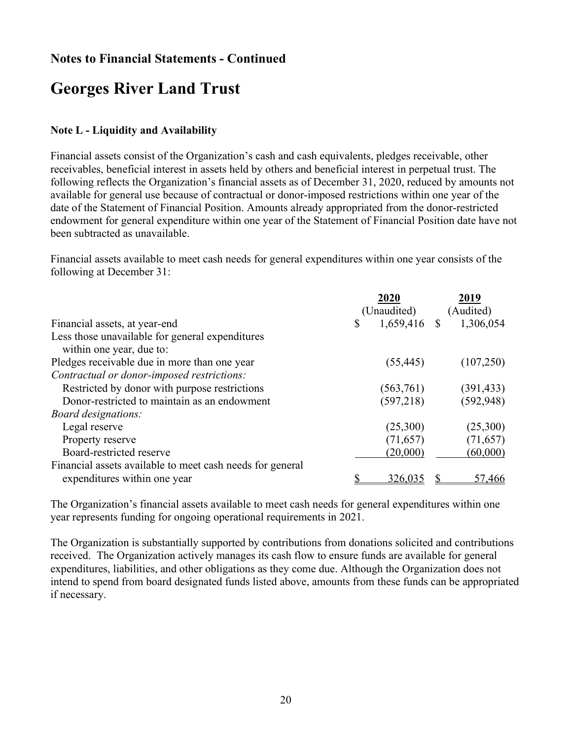## Notes to Financial Statements - Continued

# Georges River Land Trust

### Note L - Liquidity and Availability

Financial assets consist of the Organization's cash and cash equivalents, pledges receivable, other receivables, beneficial interest in assets held by others and beneficial interest in perpetual trust. The following reflects the Organization's financial assets as of December 31, 2020, reduced by amounts not available for general use because of contractual or donor-imposed restrictions within one year of the date of the Statement of Financial Position. Amounts already appropriated from the donor-restricted endowment for general expenditure within one year of the Statement of Financial Position date have not been subtracted as unavailable.

Financial assets available to meet cash needs for general expenditures within one year consists of the following at December 31:

| | 2020 (Unaudited) | 2019 (Audited) |
|---|---|---|
| Financial assets, at year-end | $ 1,659,416 | $ 1,306,054 |
| Less those unavailable for general expenditures within one year, due to: | | |
| Pledges receivable due in more than one year | (55,445) | (107,250) |
| *Contractual or donor-imposed restrictions:* | | |
| Restricted by donor with purpose restrictions | (563,761) | (391,433) |
| Donor-restricted to maintain as an endowment | (597,218) | (592,948) |
| *Board designations:* | | |
| Legal reserve | (25,300) | (25,300) |
| Property reserve | (71,657) | (71,657) |
| Board-restricted reserve | (20,000) | (60,000) |
| Financial assets available to meet cash needs for general expenditures within one year | $ 326,035 | $ 57,466 |

The Organization's financial assets available to meet cash needs for general expenditures within one year represents funding for ongoing operational requirements in 2021.

The Organization is substantially supported by contributions from donations solicited and contributions received. The Organization actively manages its cash flow to ensure funds are available for general expenditures, liabilities, and other obligations as they come due. Although the Organization does not intend to spend from board designated funds listed above, amounts from these funds can be appropriated if necessary.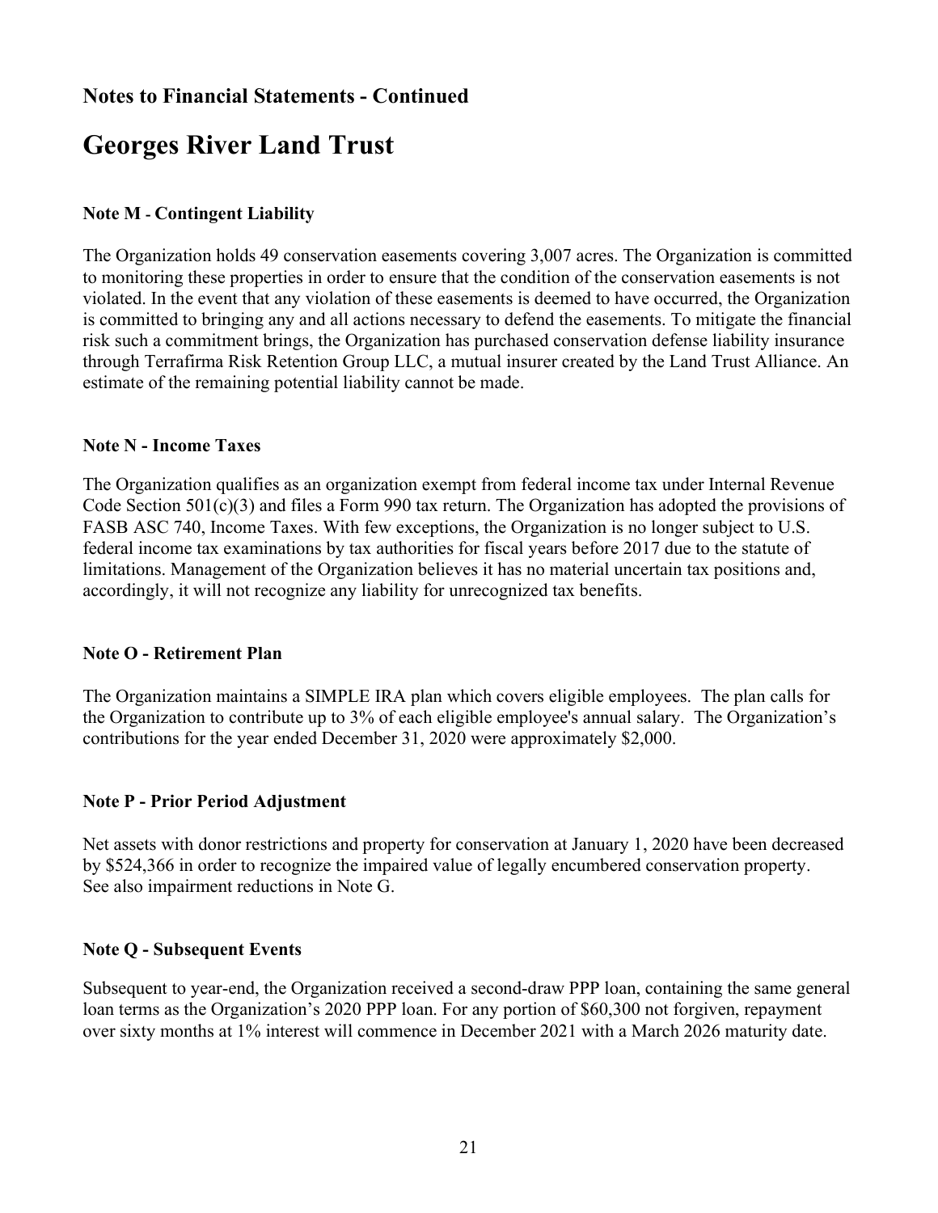## Notes to Financial Statements - Continued

# Georges River Land Trust

### Note M - Contingent Liability

The Organization holds 49 conservation easements covering 3,007 acres. The Organization is committed to monitoring these properties in order to ensure that the condition of the conservation easements is not violated. In the event that any violation of these easements is deemed to have occurred, the Organization is committed to bringing any and all actions necessary to defend the easements. To mitigate the financial risk such a commitment brings, the Organization has purchased conservation defense liability insurance through Terrafirma Risk Retention Group LLC, a mutual insurer created by the Land Trust Alliance. An estimate of the remaining potential liability cannot be made.

### Note N - Income Taxes

The Organization qualifies as an organization exempt from federal income tax under Internal Revenue Code Section 501(c)(3) and files a Form 990 tax return. The Organization has adopted the provisions of FASB ASC 740, Income Taxes. With few exceptions, the Organization is no longer subject to U.S. federal income tax examinations by tax authorities for fiscal years before 2017 due to the statute of limitations. Management of the Organization believes it has no material uncertain tax positions and, accordingly, it will not recognize any liability for unrecognized tax benefits.

### Note O - Retirement Plan

The Organization maintains a SIMPLE IRA plan which covers eligible employees. The plan calls for the Organization to contribute up to 3% of each eligible employee's annual salary. The Organization's contributions for the year ended December 31, 2020 were approximately $2,000.

### Note P - Prior Period Adjustment

Net assets with donor restrictions and property for conservation at January 1, 2020 have been decreased by $524,366 in order to recognize the impaired value of legally encumbered conservation property. See also impairment reductions in Note G.

### Note Q - Subsequent Events

Subsequent to year-end, the Organization received a second-draw PPP loan, containing the same general loan terms as the Organization's 2020 PPP loan. For any portion of $60,300 not forgiven, repayment over sixty months at 1% interest will commence in December 2021 with a March 2026 maturity date.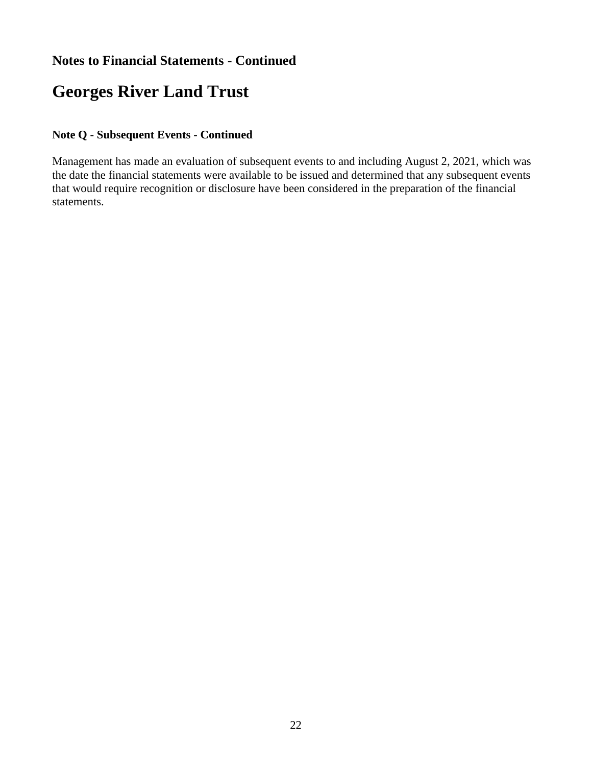## Notes to Financial Statements - Continued

# Georges River Land Trust

### Note Q - Subsequent Events - Continued

Management has made an evaluation of subsequent events to and including August 2, 2021, which was the date the financial statements were available to be issued and determined that any subsequent events that would require recognition or disclosure have been considered in the preparation of the financial statements.